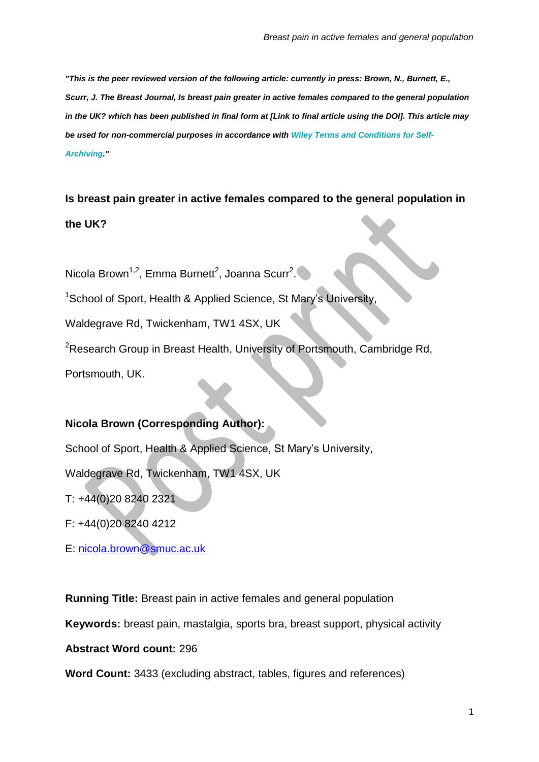*"This is the peer reviewed version of the following article: currently in press: Brown, N., Burnett, E., Scurr, J. The Breast Journal, Is breast pain greater in active females compared to the general population in the UK? which has been published in final form at [Link to final article using the DOI]. This article may be used for non-commercial purposes in accordance with Wiley Terms and Conditions for Self-Archiving."*

# Is breast pain greater in active females compared to the general population in the UK?

Nicola Brown[1,2], Emma Burnett[2], Joanna Scurr[2].

[1]School of Sport, Health & Applied Science, St Mary's University, Waldegrave Rd, Twickenham, TW1 4SX, UK

[2]Research Group in Breast Health, University of Portsmouth, Cambridge Rd, Portsmouth, UK.

**Nicola Brown (Corresponding Author):**

School of Sport, Health & Applied Science, St Mary's University,

Waldegrave Rd, Twickenham, TW1 4SX, UK

T: +44(0)20 8240 2321

F: +44(0)20 8240 4212

E: nicola.brown@smuc.ac.uk

**Running Title:** Breast pain in active females and general population

**Keywords:** breast pain, mastalgia, sports bra, breast support, physical activity

**Abstract Word count:** 296

**Word Count:** 3433 (excluding abstract, tables, figures and references)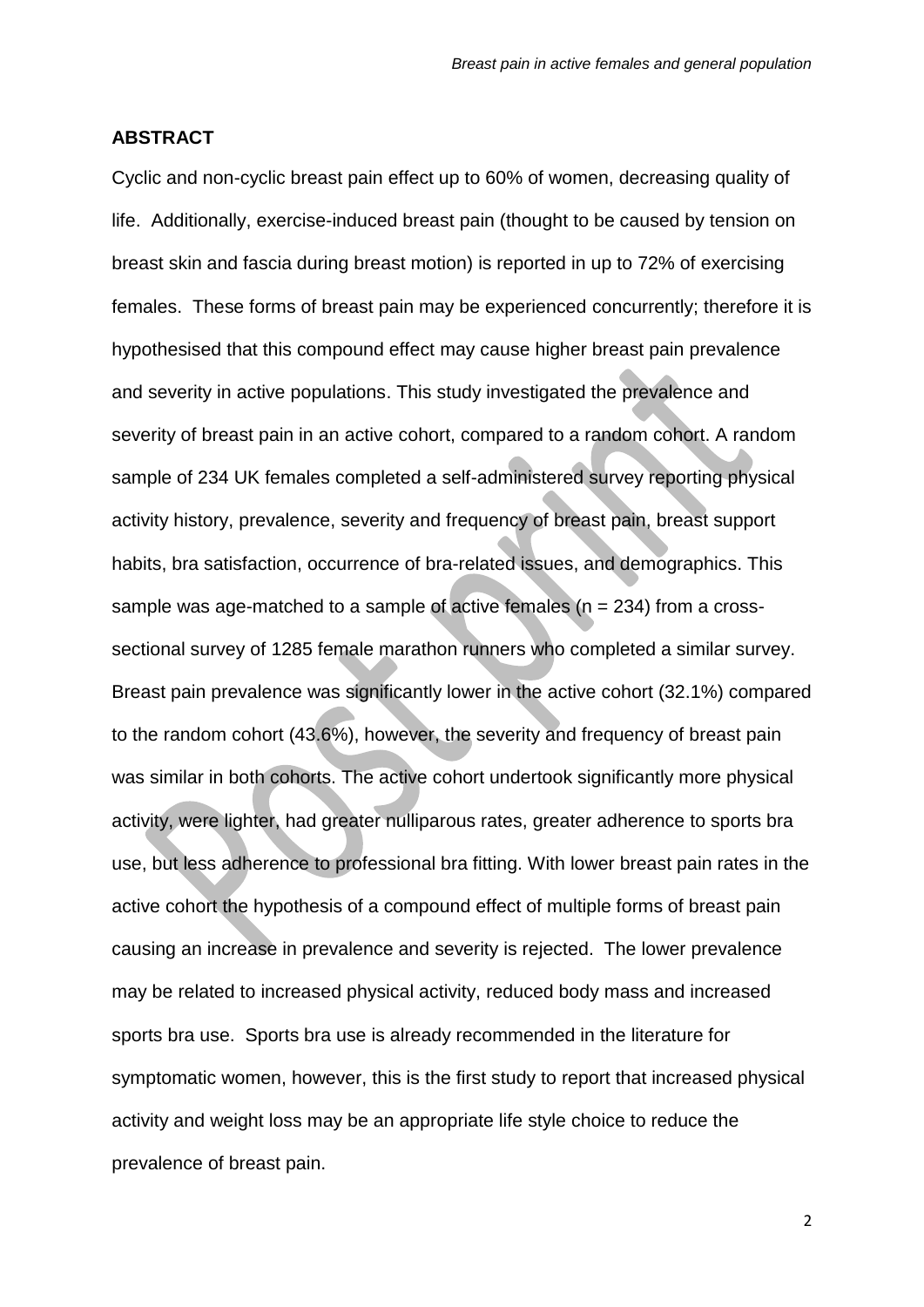## ABSTRACT

Cyclic and non-cyclic breast pain effect up to 60% of women, decreasing quality of life. Additionally, exercise-induced breast pain (thought to be caused by tension on breast skin and fascia during breast motion) is reported in up to 72% of exercising females. These forms of breast pain may be experienced concurrently; therefore it is hypothesised that this compound effect may cause higher breast pain prevalence and severity in active populations. This study investigated the prevalence and severity of breast pain in an active cohort, compared to a random cohort. A random sample of 234 UK females completed a self-administered survey reporting physical activity history, prevalence, severity and frequency of breast pain, breast support habits, bra satisfaction, occurrence of bra-related issues, and demographics. This sample was age-matched to a sample of active females (n = 234) from a cross-sectional survey of 1285 female marathon runners who completed a similar survey. Breast pain prevalence was significantly lower in the active cohort (32.1%) compared to the random cohort (43.6%), however, the severity and frequency of breast pain was similar in both cohorts. The active cohort undertook significantly more physical activity, were lighter, had greater nulliparous rates, greater adherence to sports bra use, but less adherence to professional bra fitting. With lower breast pain rates in the active cohort the hypothesis of a compound effect of multiple forms of breast pain causing an increase in prevalence and severity is rejected. The lower prevalence may be related to increased physical activity, reduced body mass and increased sports bra use. Sports bra use is already recommended in the literature for symptomatic women, however, this is the first study to report that increased physical activity and weight loss may be an appropriate life style choice to reduce the prevalence of breast pain.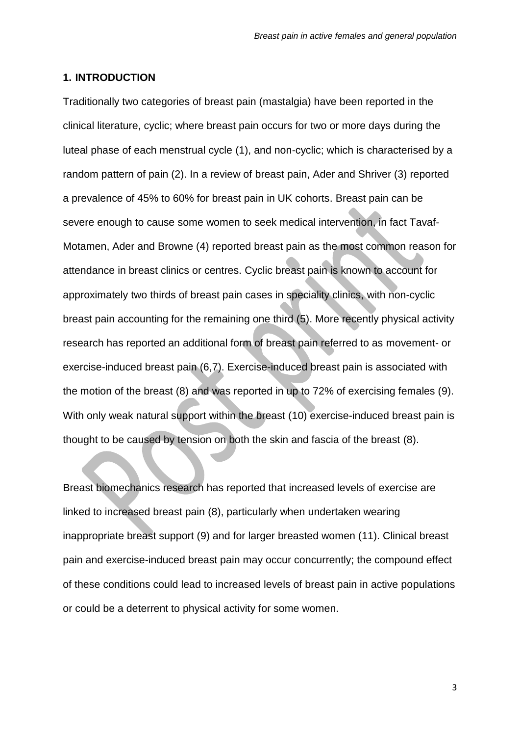## 1. INTRODUCTION

Traditionally two categories of breast pain (mastalgia) have been reported in the clinical literature, cyclic; where breast pain occurs for two or more days during the luteal phase of each menstrual cycle (1), and non-cyclic; which is characterised by a random pattern of pain (2). In a review of breast pain, Ader and Shriver (3) reported a prevalence of 45% to 60% for breast pain in UK cohorts. Breast pain can be severe enough to cause some women to seek medical intervention, in fact Tavaf-Motamen, Ader and Browne (4) reported breast pain as the most common reason for attendance in breast clinics or centres. Cyclic breast pain is known to account for approximately two thirds of breast pain cases in speciality clinics, with non-cyclic breast pain accounting for the remaining one third (5). More recently physical activity research has reported an additional form of breast pain referred to as movement- or exercise-induced breast pain (6,7). Exercise-induced breast pain is associated with the motion of the breast (8) and was reported in up to 72% of exercising females (9). With only weak natural support within the breast (10) exercise-induced breast pain is thought to be caused by tension on both the skin and fascia of the breast (8).

Breast biomechanics research has reported that increased levels of exercise are linked to increased breast pain (8), particularly when undertaken wearing inappropriate breast support (9) and for larger breasted women (11). Clinical breast pain and exercise-induced breast pain may occur concurrently; the compound effect of these conditions could lead to increased levels of breast pain in active populations or could be a deterrent to physical activity for some women.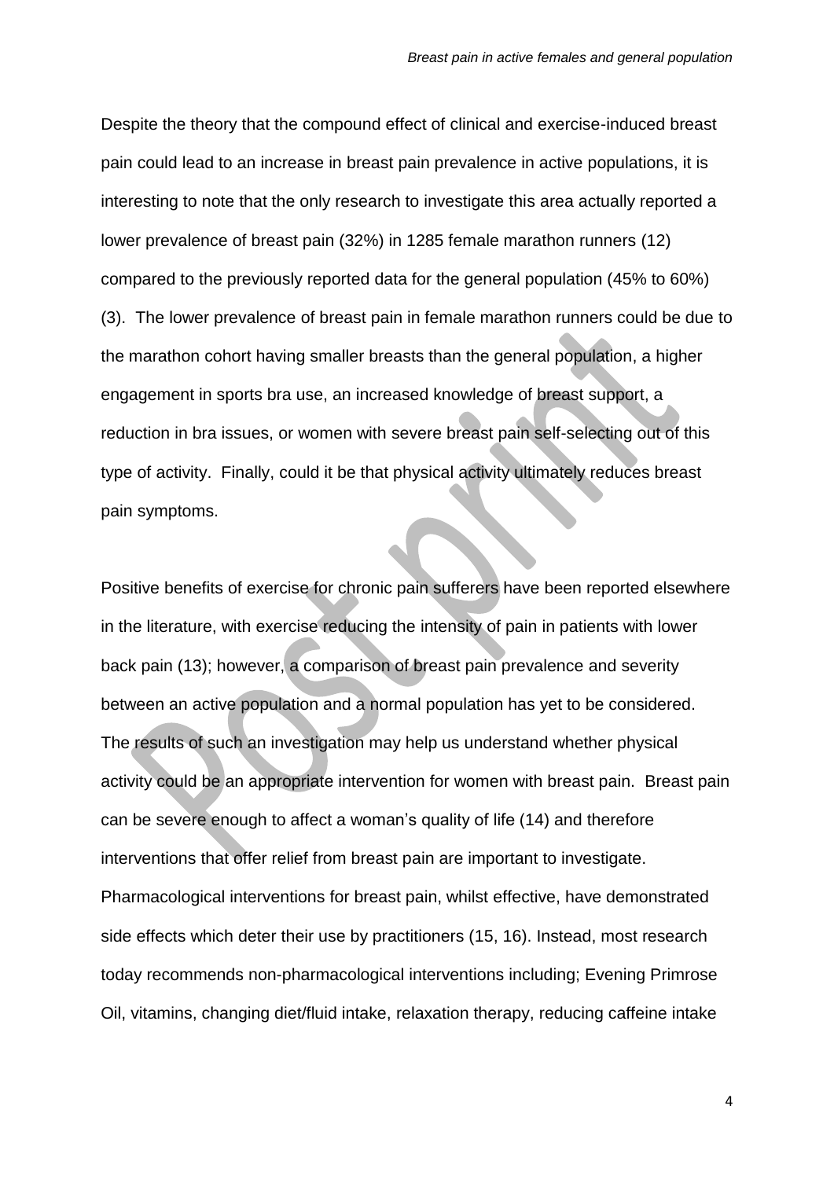Despite the theory that the compound effect of clinical and exercise-induced breast pain could lead to an increase in breast pain prevalence in active populations, it is interesting to note that the only research to investigate this area actually reported a lower prevalence of breast pain (32%) in 1285 female marathon runners (12) compared to the previously reported data for the general population (45% to 60%) (3). The lower prevalence of breast pain in female marathon runners could be due to the marathon cohort having smaller breasts than the general population, a higher engagement in sports bra use, an increased knowledge of breast support, a reduction in bra issues, or women with severe breast pain self-selecting out of this type of activity. Finally, could it be that physical activity ultimately reduces breast pain symptoms.

Positive benefits of exercise for chronic pain sufferers have been reported elsewhere in the literature, with exercise reducing the intensity of pain in patients with lower back pain (13); however, a comparison of breast pain prevalence and severity between an active population and a normal population has yet to be considered. The results of such an investigation may help us understand whether physical activity could be an appropriate intervention for women with breast pain. Breast pain can be severe enough to affect a woman's quality of life (14) and therefore interventions that offer relief from breast pain are important to investigate. Pharmacological interventions for breast pain, whilst effective, have demonstrated side effects which deter their use by practitioners (15, 16). Instead, most research today recommends non-pharmacological interventions including; Evening Primrose Oil, vitamins, changing diet/fluid intake, relaxation therapy, reducing caffeine intake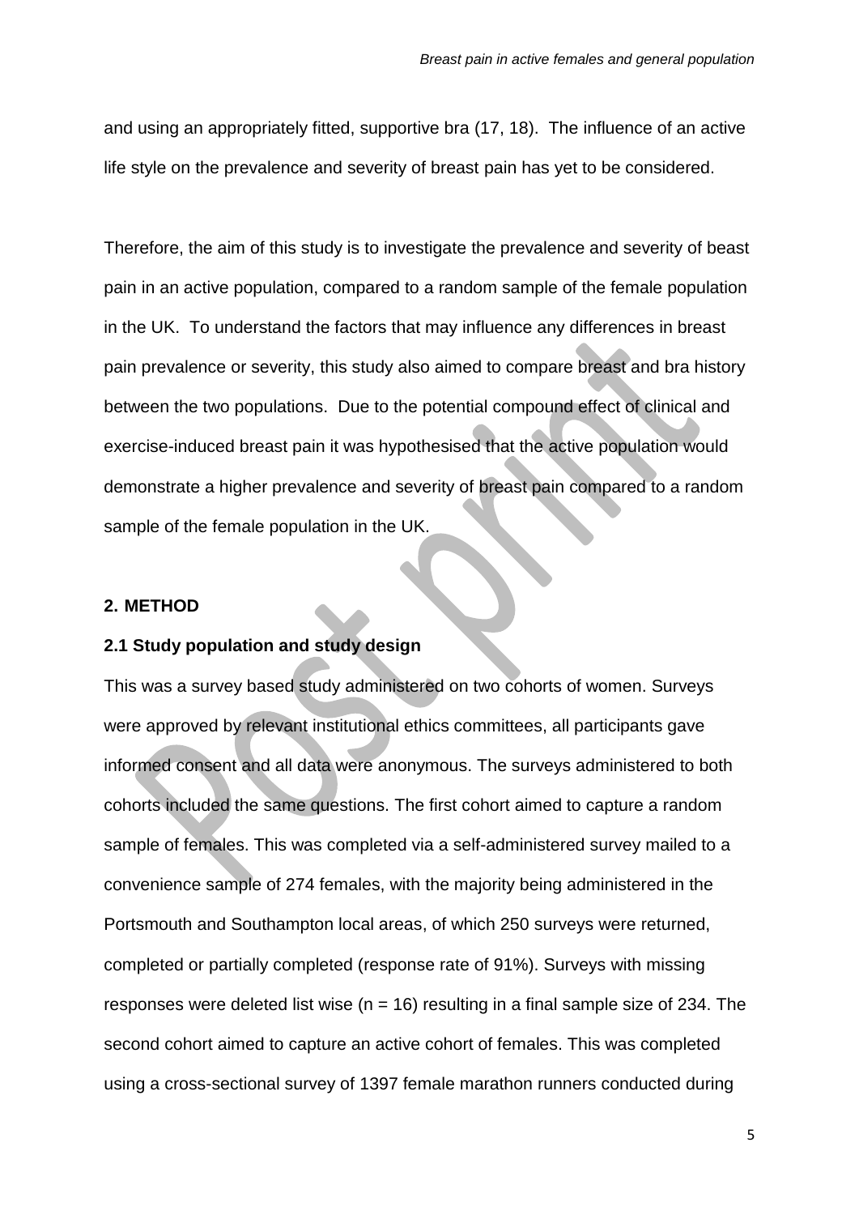and using an appropriately fitted, supportive bra (17, 18). The influence of an active life style on the prevalence and severity of breast pain has yet to be considered.

Therefore, the aim of this study is to investigate the prevalence and severity of beast pain in an active population, compared to a random sample of the female population in the UK. To understand the factors that may influence any differences in breast pain prevalence or severity, this study also aimed to compare breast and bra history between the two populations. Due to the potential compound effect of clinical and exercise-induced breast pain it was hypothesised that the active population would demonstrate a higher prevalence and severity of breast pain compared to a random sample of the female population in the UK.

## 2. METHOD

### 2.1 Study population and study design

This was a survey based study administered on two cohorts of women. Surveys were approved by relevant institutional ethics committees, all participants gave informed consent and all data were anonymous. The surveys administered to both cohorts included the same questions. The first cohort aimed to capture a random sample of females. This was completed via a self-administered survey mailed to a convenience sample of 274 females, with the majority being administered in the Portsmouth and Southampton local areas, of which 250 surveys were returned, completed or partially completed (response rate of 91%). Surveys with missing responses were deleted list wise (n = 16) resulting in a final sample size of 234. The second cohort aimed to capture an active cohort of females. This was completed using a cross-sectional survey of 1397 female marathon runners conducted during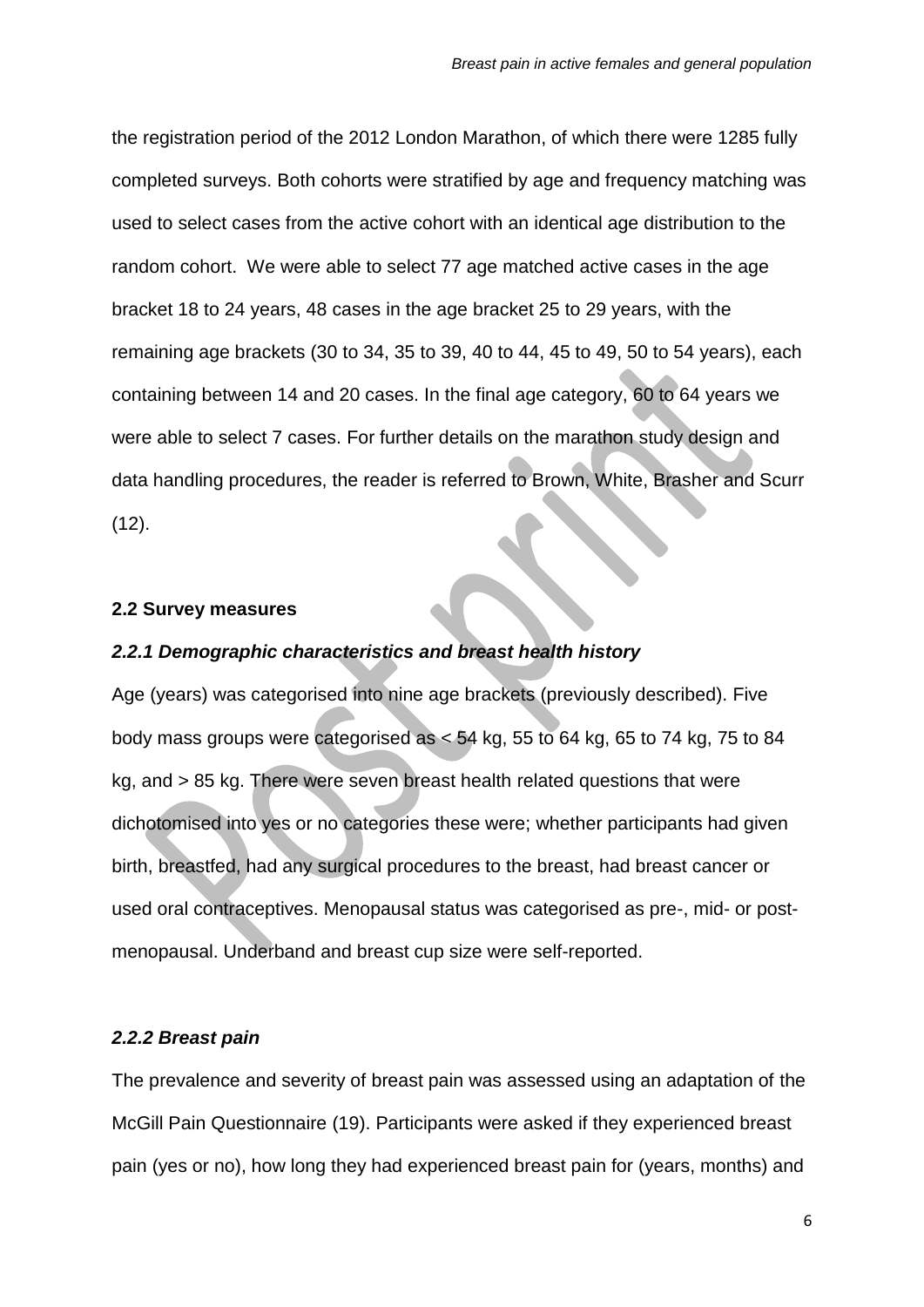the registration period of the 2012 London Marathon, of which there were 1285 fully completed surveys. Both cohorts were stratified by age and frequency matching was used to select cases from the active cohort with an identical age distribution to the random cohort. We were able to select 77 age matched active cases in the age bracket 18 to 24 years, 48 cases in the age bracket 25 to 29 years, with the remaining age brackets (30 to 34, 35 to 39, 40 to 44, 45 to 49, 50 to 54 years), each containing between 14 and 20 cases. In the final age category, 60 to 64 years we were able to select 7 cases. For further details on the marathon study design and data handling procedures, the reader is referred to Brown, White, Brasher and Scurr (12).

### 2.2 Survey measures

#### *2.2.1 Demographic characteristics and breast health history*

Age (years) was categorised into nine age brackets (previously described). Five body mass groups were categorised as < 54 kg, 55 to 64 kg, 65 to 74 kg, 75 to 84 kg, and > 85 kg. There were seven breast health related questions that were dichotomised into yes or no categories these were; whether participants had given birth, breastfed, had any surgical procedures to the breast, had breast cancer or used oral contraceptives. Menopausal status was categorised as pre-, mid- or post-menopausal. Underband and breast cup size were self-reported.

#### *2.2.2 Breast pain*

The prevalence and severity of breast pain was assessed using an adaptation of the McGill Pain Questionnaire (19). Participants were asked if they experienced breast pain (yes or no), how long they had experienced breast pain for (years, months) and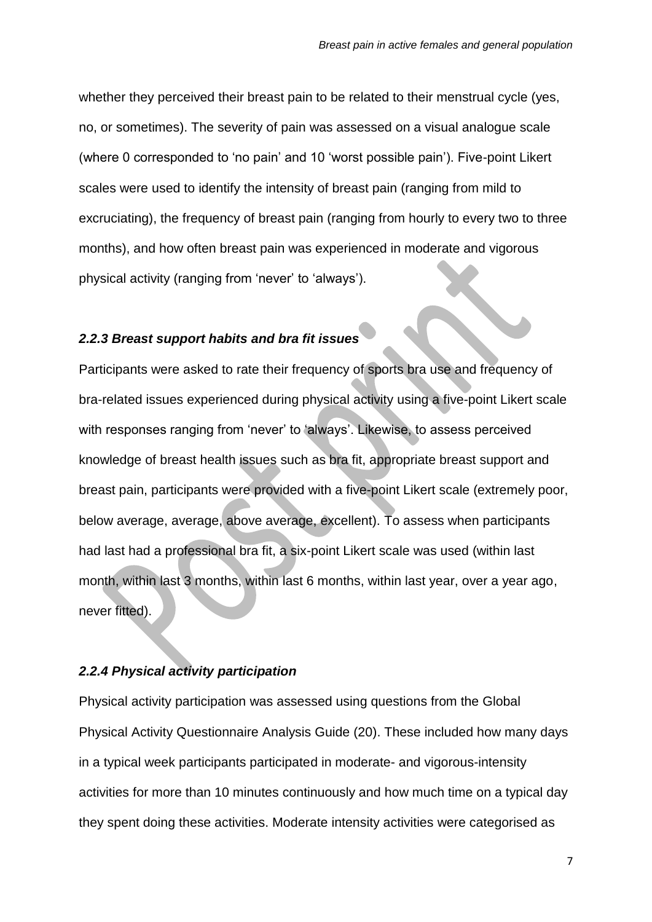whether they perceived their breast pain to be related to their menstrual cycle (yes, no, or sometimes). The severity of pain was assessed on a visual analogue scale (where 0 corresponded to 'no pain' and 10 'worst possible pain'). Five-point Likert scales were used to identify the intensity of breast pain (ranging from mild to excruciating), the frequency of breast pain (ranging from hourly to every two to three months), and how often breast pain was experienced in moderate and vigorous physical activity (ranging from 'never' to 'always').

### *2.2.3 Breast support habits and bra fit issues*

Participants were asked to rate their frequency of sports bra use and frequency of bra-related issues experienced during physical activity using a five-point Likert scale with responses ranging from 'never' to 'always'. Likewise, to assess perceived knowledge of breast health issues such as bra fit, appropriate breast support and breast pain, participants were provided with a five-point Likert scale (extremely poor, below average, average, above average, excellent). To assess when participants had last had a professional bra fit, a six-point Likert scale was used (within last month, within last 3 months, within last 6 months, within last year, over a year ago, never fitted).

### *2.2.4 Physical activity participation*

Physical activity participation was assessed using questions from the Global Physical Activity Questionnaire Analysis Guide (20). These included how many days in a typical week participants participated in moderate- and vigorous-intensity activities for more than 10 minutes continuously and how much time on a typical day they spent doing these activities. Moderate intensity activities were categorised as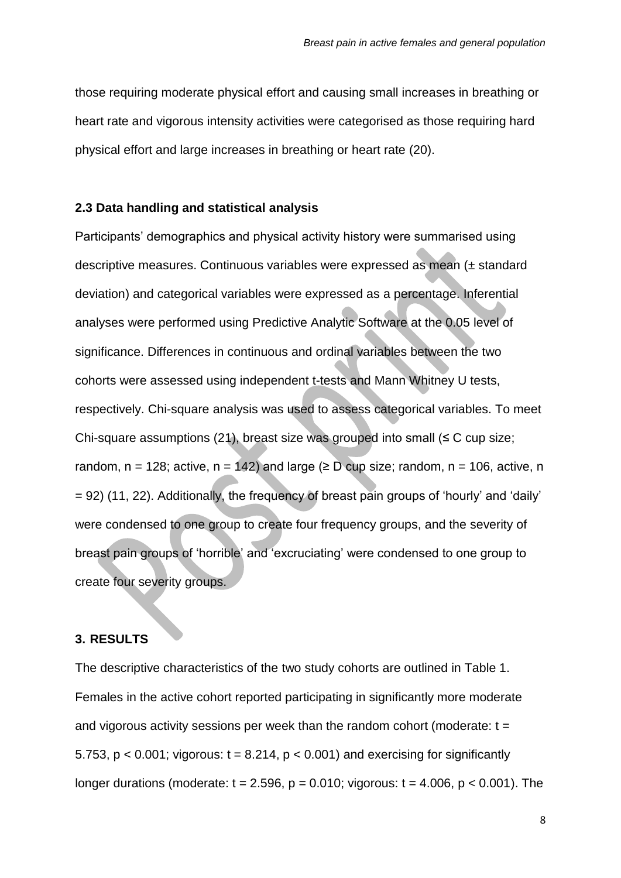those requiring moderate physical effort and causing small increases in breathing or heart rate and vigorous intensity activities were categorised as those requiring hard physical effort and large increases in breathing or heart rate (20).

### 2.3 Data handling and statistical analysis

Participants' demographics and physical activity history were summarised using descriptive measures. Continuous variables were expressed as mean (± standard deviation) and categorical variables were expressed as a percentage. Inferential analyses were performed using Predictive Analytic Software at the 0.05 level of significance. Differences in continuous and ordinal variables between the two cohorts were assessed using independent t-tests and Mann Whitney U tests, respectively. Chi-square analysis was used to assess categorical variables. To meet Chi-square assumptions (21), breast size was grouped into small (≤ C cup size; random, $n = 128$; active, $n = 142$) and large (≥ D cup size; random, $n = 106$, active, $n = 92$) (11, 22). Additionally, the frequency of breast pain groups of 'hourly' and 'daily' were condensed to one group to create four frequency groups, and the severity of breast pain groups of 'horrible' and 'excruciating' were condensed to one group to create four severity groups.

## 3. RESULTS

The descriptive characteristics of the two study cohorts are outlined in Table 1. Females in the active cohort reported participating in significantly more moderate and vigorous activity sessions per week than the random cohort (moderate: $t = 5.753$, $p < 0.001$; vigorous: $t = 8.214$, $p < 0.001$) and exercising for significantly longer durations (moderate: $t = 2.596$, $p = 0.010$; vigorous: $t = 4.006$, $p < 0.001$). The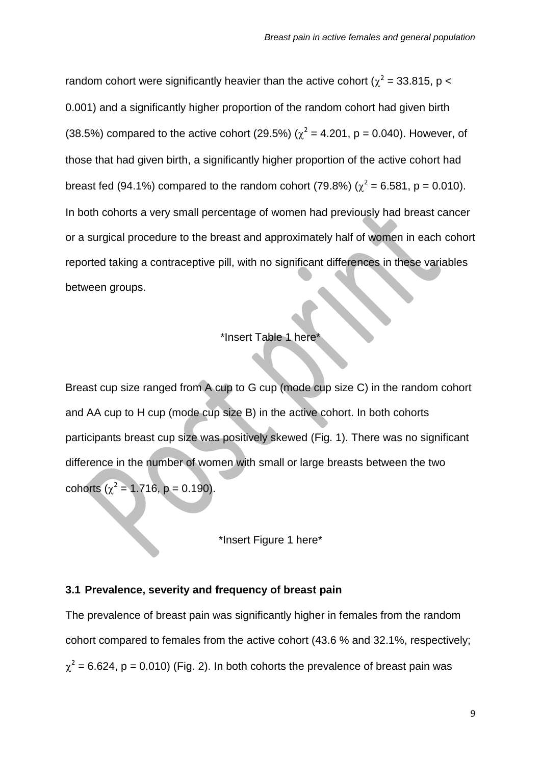random cohort were significantly heavier than the active cohort ($\chi^2 = 33.815$, $p < 0.001$) and a significantly higher proportion of the random cohort had given birth (38.5%) compared to the active cohort (29.5%) ($\chi^2 = 4.201$, $p = 0.040$). However, of those that had given birth, a significantly higher proportion of the active cohort had breast fed (94.1%) compared to the random cohort (79.8%) ($\chi^2 = 6.581$, $p = 0.010$). In both cohorts a very small percentage of women had previously had breast cancer or a surgical procedure to the breast and approximately half of women in each cohort reported taking a contraceptive pill, with no significant differences in these variables between groups.

*Insert Table 1 here*

Breast cup size ranged from A cup to G cup (mode cup size C) in the random cohort and AA cup to H cup (mode cup size B) in the active cohort. In both cohorts participants breast cup size was positively skewed (Fig. 1). There was no significant difference in the number of women with small or large breasts between the two cohorts ($\chi^2 = 1.716$, $p = 0.190$).

*Insert Figure 1 here*

### 3.1 Prevalence, severity and frequency of breast pain

The prevalence of breast pain was significantly higher in females from the random cohort compared to females from the active cohort (43.6 % and 32.1%, respectively; $\chi^2 = 6.624$, $p = 0.010$) (Fig. 2). In both cohorts the prevalence of breast pain was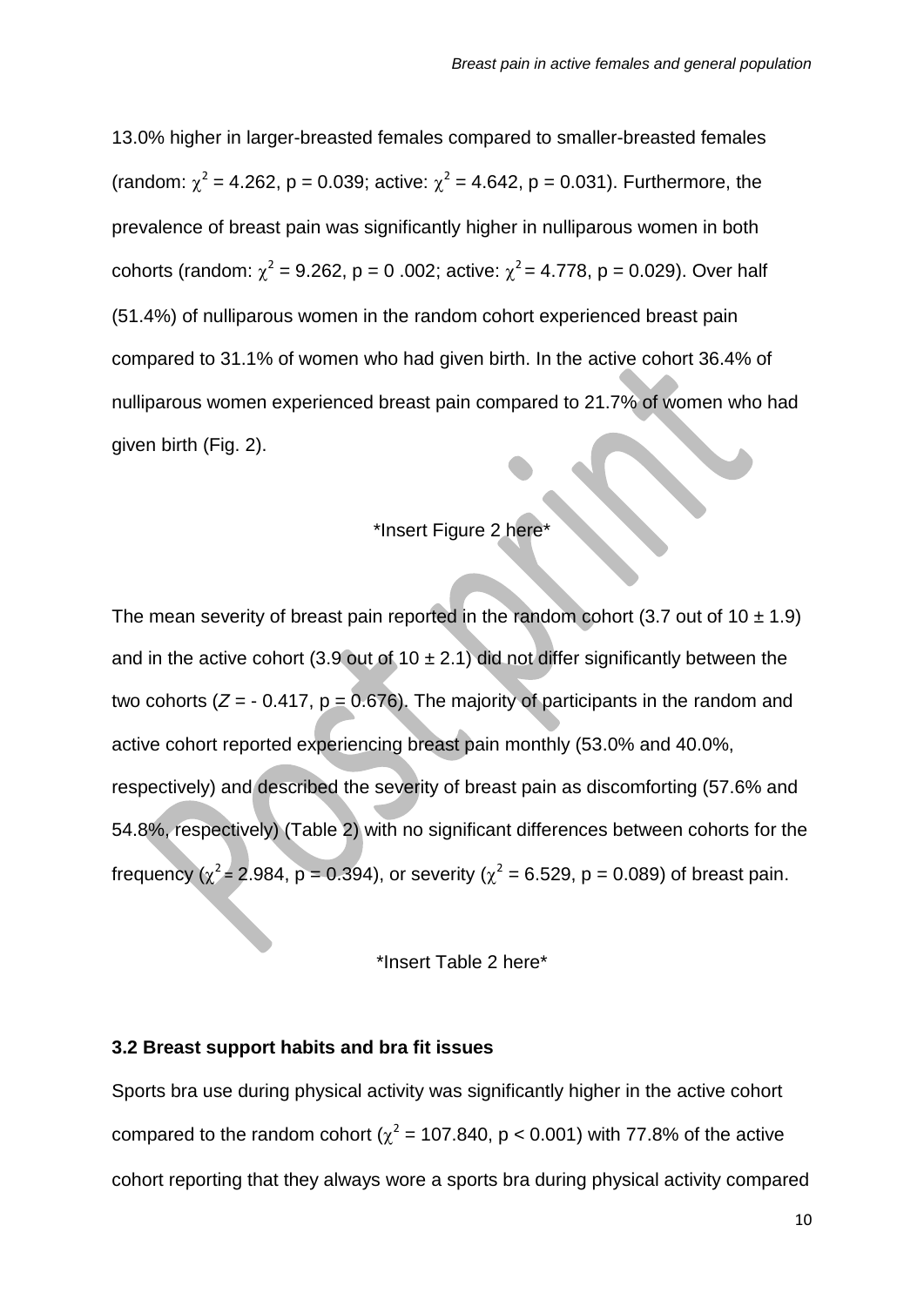13.0% higher in larger-breasted females compared to smaller-breasted females (random: $\chi^2$ = 4.262, p = 0.039; active: $\chi^2$ = 4.642, p = 0.031). Furthermore, the prevalence of breast pain was significantly higher in nulliparous women in both cohorts (random: $\chi^2$ = 9.262, p = 0 .002; active: $\chi^2$ = 4.778, p = 0.029). Over half (51.4%) of nulliparous women in the random cohort experienced breast pain compared to 31.1% of women who had given birth. In the active cohort 36.4% of nulliparous women experienced breast pain compared to 21.7% of women who had given birth (Fig. 2).

*Insert Figure 2 here*

The mean severity of breast pain reported in the random cohort (3.7 out of 10 ± 1.9) and in the active cohort (3.9 out of 10 ± 2.1) did not differ significantly between the two cohorts ($Z$ = - 0.417, p = 0.676). The majority of participants in the random and active cohort reported experiencing breast pain monthly (53.0% and 40.0%, respectively) and described the severity of breast pain as discomforting (57.6% and 54.8%, respectively) (Table 2) with no significant differences between cohorts for the frequency ($\chi^2$ = 2.984, p = 0.394), or severity ($\chi^2$ = 6.529, p = 0.089) of breast pain.

*Insert Table 2 here*

**3.2 Breast support habits and bra fit issues**

Sports bra use during physical activity was significantly higher in the active cohort compared to the random cohort ($\chi^2$ = 107.840, p < 0.001) with 77.8% of the active cohort reporting that they always wore a sports bra during physical activity compared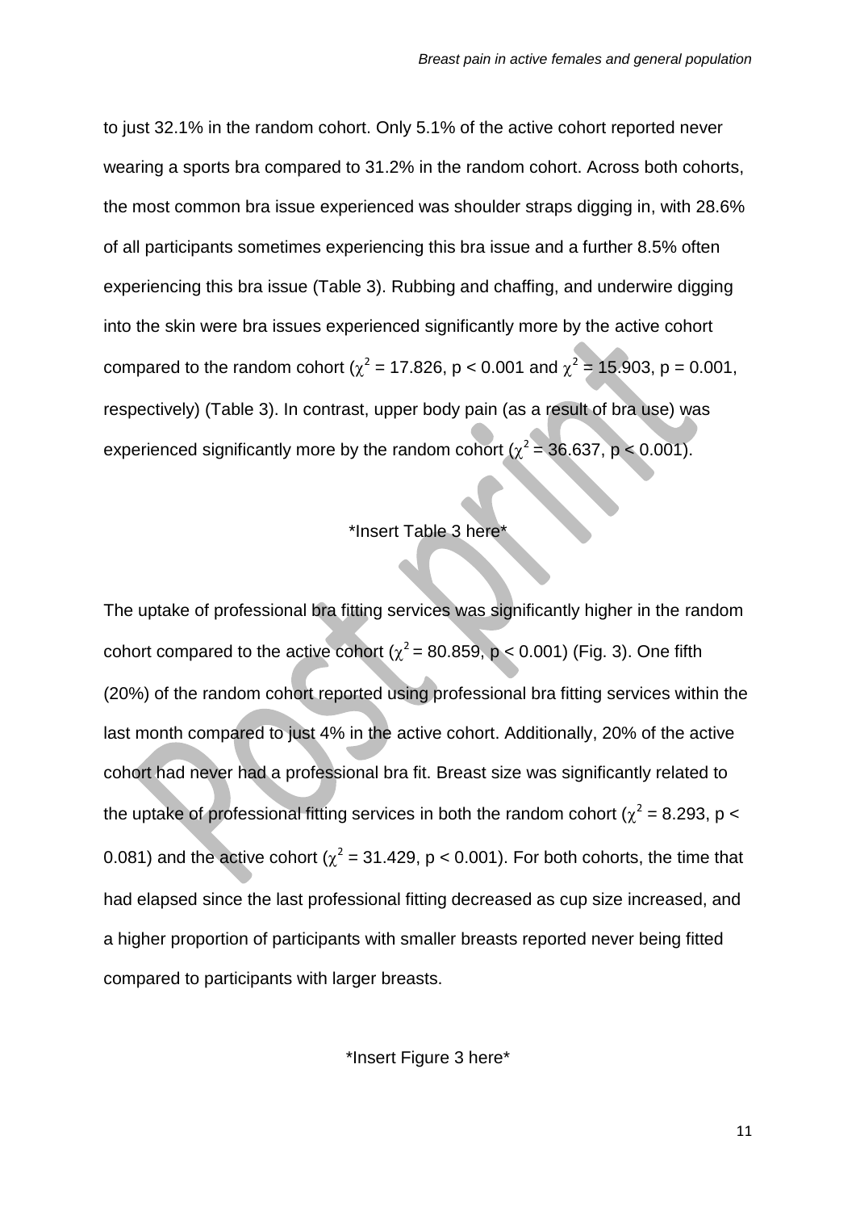to just 32.1% in the random cohort. Only 5.1% of the active cohort reported never wearing a sports bra compared to 31.2% in the random cohort. Across both cohorts, the most common bra issue experienced was shoulder straps digging in, with 28.6% of all participants sometimes experiencing this bra issue and a further 8.5% often experiencing this bra issue (Table 3). Rubbing and chaffing, and underwire digging into the skin were bra issues experienced significantly more by the active cohort compared to the random cohort ($\chi^2$ = 17.826, $p < 0.001$ and $\chi^2$ = 15.903, $p = 0.001$, respectively) (Table 3). In contrast, upper body pain (as a result of bra use) was experienced significantly more by the random cohort ($\chi^2$ = 36.637, $p < 0.001$).

*Insert Table 3 here*

The uptake of professional bra fitting services was significantly higher in the random cohort compared to the active cohort ($\chi^2$ = 80.859, $p < 0.001$) (Fig. 3). One fifth (20%) of the random cohort reported using professional bra fitting services within the last month compared to just 4% in the active cohort. Additionally, 20% of the active cohort had never had a professional bra fit. Breast size was significantly related to the uptake of professional fitting services in both the random cohort ($\chi^2$ = 8.293, $p <$ 0.081) and the active cohort ($\chi^2$ = 31.429, $p < 0.001$). For both cohorts, the time that had elapsed since the last professional fitting decreased as cup size increased, and a higher proportion of participants with smaller breasts reported never being fitted compared to participants with larger breasts.

*Insert Figure 3 here*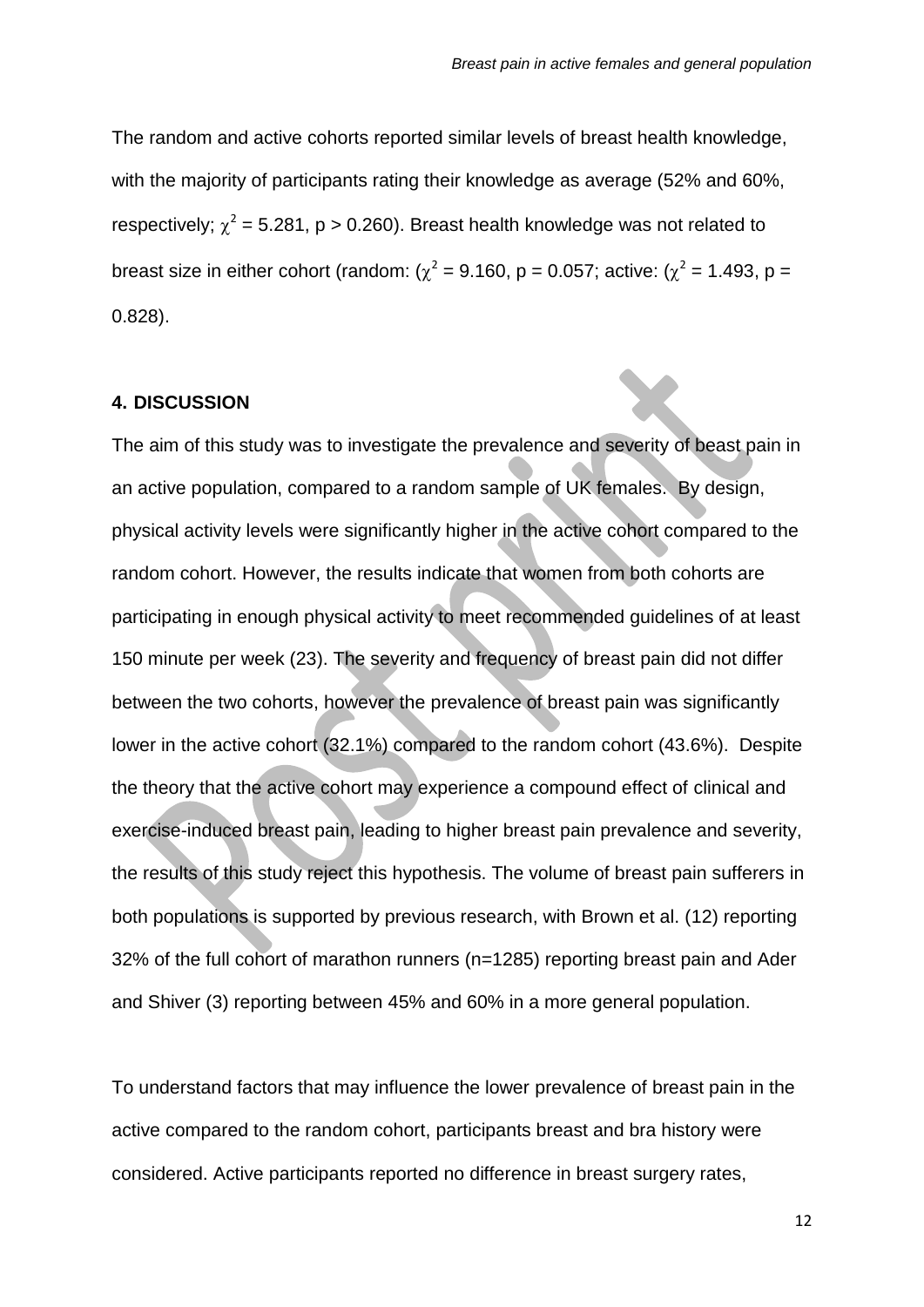The random and active cohorts reported similar levels of breast health knowledge, with the majority of participants rating their knowledge as average (52% and 60%, respectively; $\chi^2 = 5.281$, $p > 0.260$). Breast health knowledge was not related to breast size in either cohort (random: ($\chi^2 = 9.160$, $p = 0.057$; active: ($\chi^2 = 1.493$, $p = 0.828$).

## 4. DISCUSSION

The aim of this study was to investigate the prevalence and severity of beast pain in an active population, compared to a random sample of UK females. By design, physical activity levels were significantly higher in the active cohort compared to the random cohort. However, the results indicate that women from both cohorts are participating in enough physical activity to meet recommended guidelines of at least 150 minute per week (23). The severity and frequency of breast pain did not differ between the two cohorts, however the prevalence of breast pain was significantly lower in the active cohort (32.1%) compared to the random cohort (43.6%). Despite the theory that the active cohort may experience a compound effect of clinical and exercise-induced breast pain, leading to higher breast pain prevalence and severity, the results of this study reject this hypothesis. The volume of breast pain sufferers in both populations is supported by previous research, with Brown et al. (12) reporting 32% of the full cohort of marathon runners (n=1285) reporting breast pain and Ader and Shiver (3) reporting between 45% and 60% in a more general population.

To understand factors that may influence the lower prevalence of breast pain in the active compared to the random cohort, participants breast and bra history were considered. Active participants reported no difference in breast surgery rates,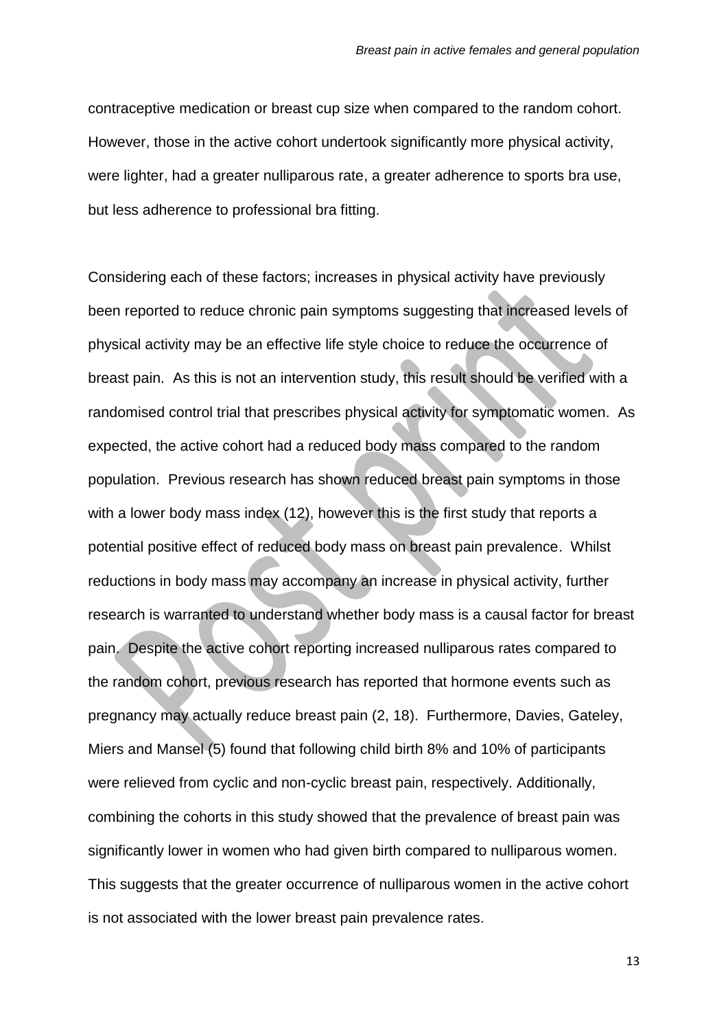contraceptive medication or breast cup size when compared to the random cohort. However, those in the active cohort undertook significantly more physical activity, were lighter, had a greater nulliparous rate, a greater adherence to sports bra use, but less adherence to professional bra fitting.

Considering each of these factors; increases in physical activity have previously been reported to reduce chronic pain symptoms suggesting that increased levels of physical activity may be an effective life style choice to reduce the occurrence of breast pain. As this is not an intervention study, this result should be verified with a randomised control trial that prescribes physical activity for symptomatic women. As expected, the active cohort had a reduced body mass compared to the random population. Previous research has shown reduced breast pain symptoms in those with a lower body mass index (12), however this is the first study that reports a potential positive effect of reduced body mass on breast pain prevalence. Whilst reductions in body mass may accompany an increase in physical activity, further research is warranted to understand whether body mass is a causal factor for breast pain. Despite the active cohort reporting increased nulliparous rates compared to the random cohort, previous research has reported that hormone events such as pregnancy may actually reduce breast pain (2, 18). Furthermore, Davies, Gateley, Miers and Mansel (5) found that following child birth 8% and 10% of participants were relieved from cyclic and non-cyclic breast pain, respectively. Additionally, combining the cohorts in this study showed that the prevalence of breast pain was significantly lower in women who had given birth compared to nulliparous women. This suggests that the greater occurrence of nulliparous women in the active cohort is not associated with the lower breast pain prevalence rates.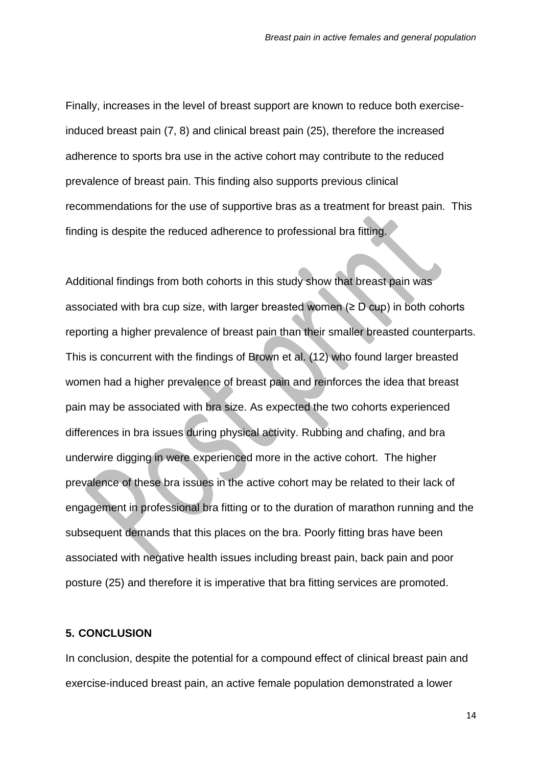Finally, increases in the level of breast support are known to reduce both exercise-induced breast pain (7, 8) and clinical breast pain (25), therefore the increased adherence to sports bra use in the active cohort may contribute to the reduced prevalence of breast pain. This finding also supports previous clinical recommendations for the use of supportive bras as a treatment for breast pain. This finding is despite the reduced adherence to professional bra fitting.

Additional findings from both cohorts in this study show that breast pain was associated with bra cup size, with larger breasted women (≥ D cup) in both cohorts reporting a higher prevalence of breast pain than their smaller breasted counterparts. This is concurrent with the findings of Brown et al. (12) who found larger breasted women had a higher prevalence of breast pain and reinforces the idea that breast pain may be associated with bra size. As expected the two cohorts experienced differences in bra issues during physical activity. Rubbing and chafing, and bra underwire digging in were experienced more in the active cohort. The higher prevalence of these bra issues in the active cohort may be related to their lack of engagement in professional bra fitting or to the duration of marathon running and the subsequent demands that this places on the bra. Poorly fitting bras have been associated with negative health issues including breast pain, back pain and poor posture (25) and therefore it is imperative that bra fitting services are promoted.

## 5. CONCLUSION

In conclusion, despite the potential for a compound effect of clinical breast pain and exercise-induced breast pain, an active female population demonstrated a lower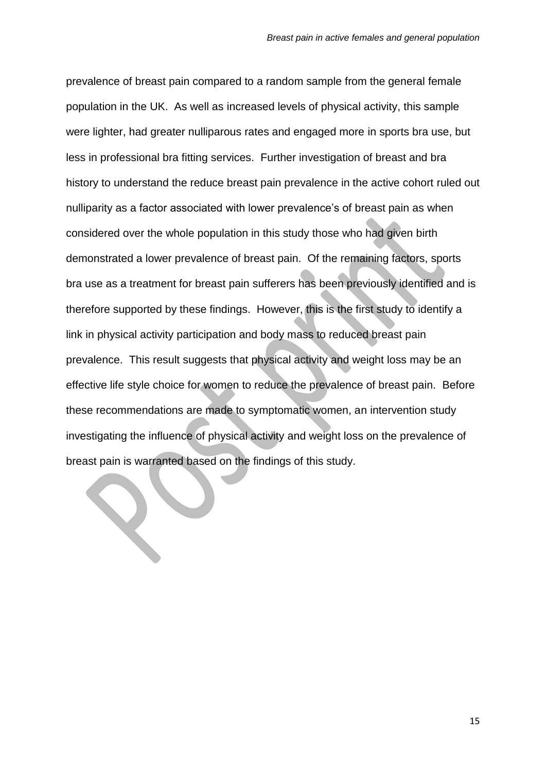prevalence of breast pain compared to a random sample from the general female population in the UK. As well as increased levels of physical activity, this sample were lighter, had greater nulliparous rates and engaged more in sports bra use, but less in professional bra fitting services. Further investigation of breast and bra history to understand the reduce breast pain prevalence in the active cohort ruled out nulliparity as a factor associated with lower prevalence's of breast pain as when considered over the whole population in this study those who had given birth demonstrated a lower prevalence of breast pain. Of the remaining factors, sports bra use as a treatment for breast pain sufferers has been previously identified and is therefore supported by these findings. However, this is the first study to identify a link in physical activity participation and body mass to reduced breast pain prevalence. This result suggests that physical activity and weight loss may be an effective life style choice for women to reduce the prevalence of breast pain. Before these recommendations are made to symptomatic women, an intervention study investigating the influence of physical activity and weight loss on the prevalence of breast pain is warranted based on the findings of this study.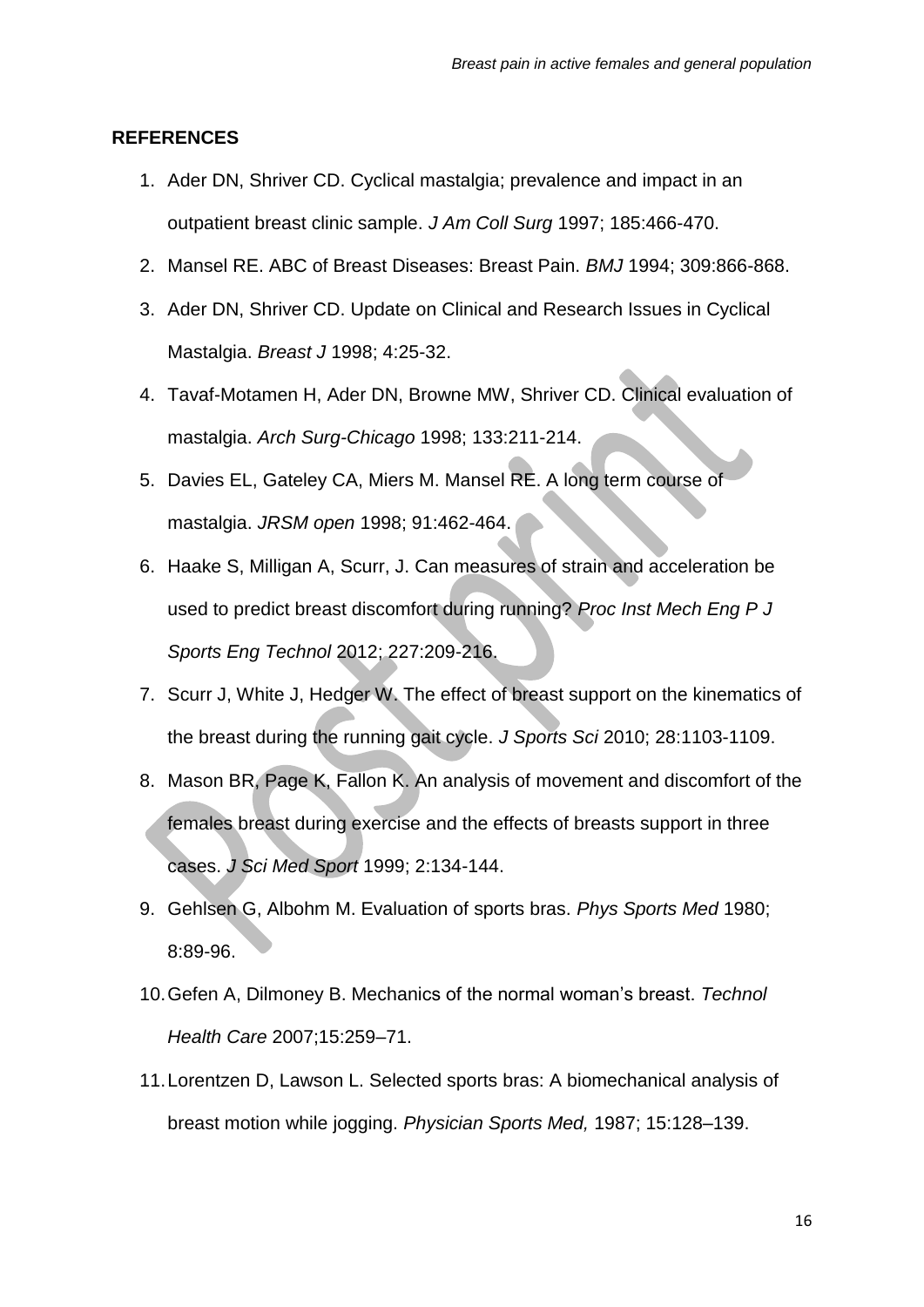## REFERENCES

1. Ader DN, Shriver CD. Cyclical mastalgia; prevalence and impact in an outpatient breast clinic sample. *J Am Coll Surg* 1997; 185:466-470.
2. Mansel RE. ABC of Breast Diseases: Breast Pain. *BMJ* 1994; 309:866-868.
3. Ader DN, Shriver CD. Update on Clinical and Research Issues in Cyclical Mastalgia. *Breast J* 1998; 4:25-32.
4. Tavaf-Motamen H, Ader DN, Browne MW, Shriver CD. Clinical evaluation of mastalgia. *Arch Surg-Chicago* 1998; 133:211-214.
5. Davies EL, Gateley CA, Miers M. Mansel RE. A long term course of mastalgia. *JRSM open* 1998; 91:462-464.
6. Haake S, Milligan A, Scurr, J. Can measures of strain and acceleration be used to predict breast discomfort during running? *Proc Inst Mech Eng P J Sports Eng Technol* 2012; 227:209-216.
7. Scurr J, White J, Hedger W. The effect of breast support on the kinematics of the breast during the running gait cycle. *J Sports Sci* 2010; 28:1103-1109.
8. Mason BR, Page K, Fallon K. An analysis of movement and discomfort of the females breast during exercise and the effects of breasts support in three cases. *J Sci Med Sport* 1999; 2:134-144.
9. Gehlsen G, Albohm M. Evaluation of sports bras. *Phys Sports Med* 1980; 8:89-96.
10. Gefen A, Dilmoney B. Mechanics of the normal woman's breast. *Technol Health Care* 2007;15:259–71.
11. Lorentzen D, Lawson L. Selected sports bras: A biomechanical analysis of breast motion while jogging. *Physician Sports Med,* 1987; 15:128–139.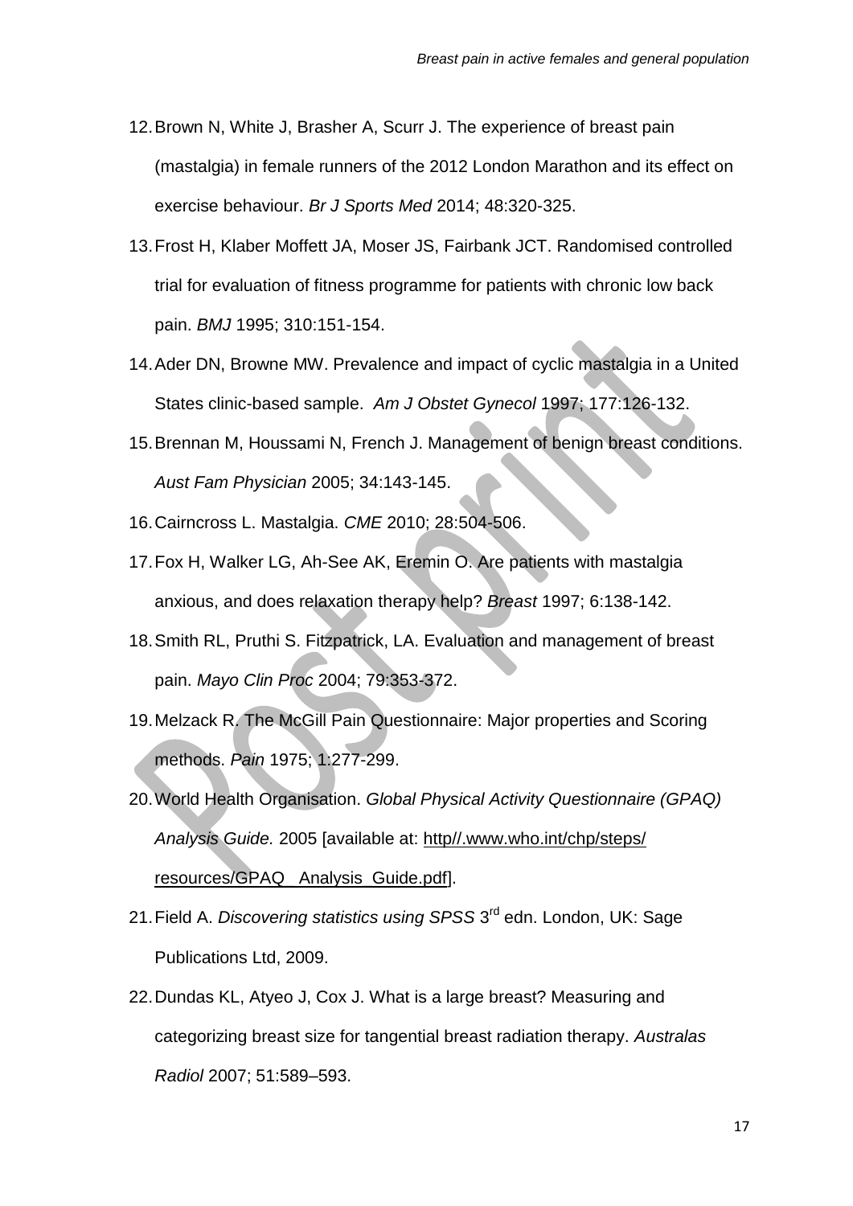12. Brown N, White J, Brasher A, Scurr J. The experience of breast pain (mastalgia) in female runners of the 2012 London Marathon and its effect on exercise behaviour. *Br J Sports Med* 2014; 48:320-325.
13. Frost H, Klaber Moffett JA, Moser JS, Fairbank JCT. Randomised controlled trial for evaluation of fitness programme for patients with chronic low back pain. *BMJ* 1995; 310:151-154.
14. Ader DN, Browne MW. Prevalence and impact of cyclic mastalgia in a United States clinic-based sample. *Am J Obstet Gynecol* 1997; 177:126-132.
15. Brennan M, Houssami N, French J. Management of benign breast conditions. *Aust Fam Physician* 2005; 34:143-145.
16. Cairncross L. Mastalgia. *CME* 2010; 28:504-506.
17. Fox H, Walker LG, Ah-See AK, Eremin O. Are patients with mastalgia anxious, and does relaxation therapy help? *Breast* 1997; 6:138-142.
18. Smith RL, Pruthi S. Fitzpatrick, LA. Evaluation and management of breast pain. *Mayo Clin Proc* 2004; 79:353-372.
19. Melzack R. The McGill Pain Questionnaire: Major properties and Scoring methods. *Pain* 1975; 1:277-299.
20. World Health Organisation. *Global Physical Activity Questionnaire (GPAQ) Analysis Guide.* 2005 [available at: http//.www.who.int/chp/steps/resources/GPAQ_Analysis_Guide.pdf].
21. Field A. *Discovering statistics using SPSS* 3rd edn. London, UK: Sage Publications Ltd, 2009.
22. Dundas KL, Atyeo J, Cox J. What is a large breast? Measuring and categorizing breast size for tangential breast radiation therapy. *Australas Radiol* 2007; 51:589–593.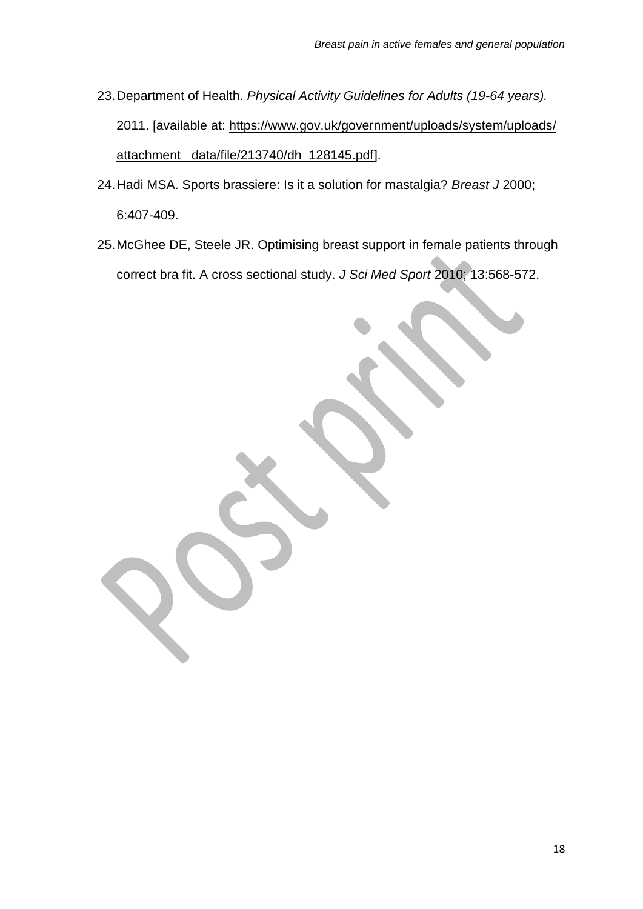23. Department of Health. *Physical Activity Guidelines for Adults (19-64 years).* 2011. [available at: https://www.gov.uk/government/uploads/system/uploads/attachment_data/file/213740/dh_128145.pdf].
24. Hadi MSA. Sports brassiere: Is it a solution for mastalgia? *Breast J* 2000; 6:407-409.
25. McGhee DE, Steele JR. Optimising breast support in female patients through correct bra fit. A cross sectional study. *J Sci Med Sport* 2010; 13:568-572.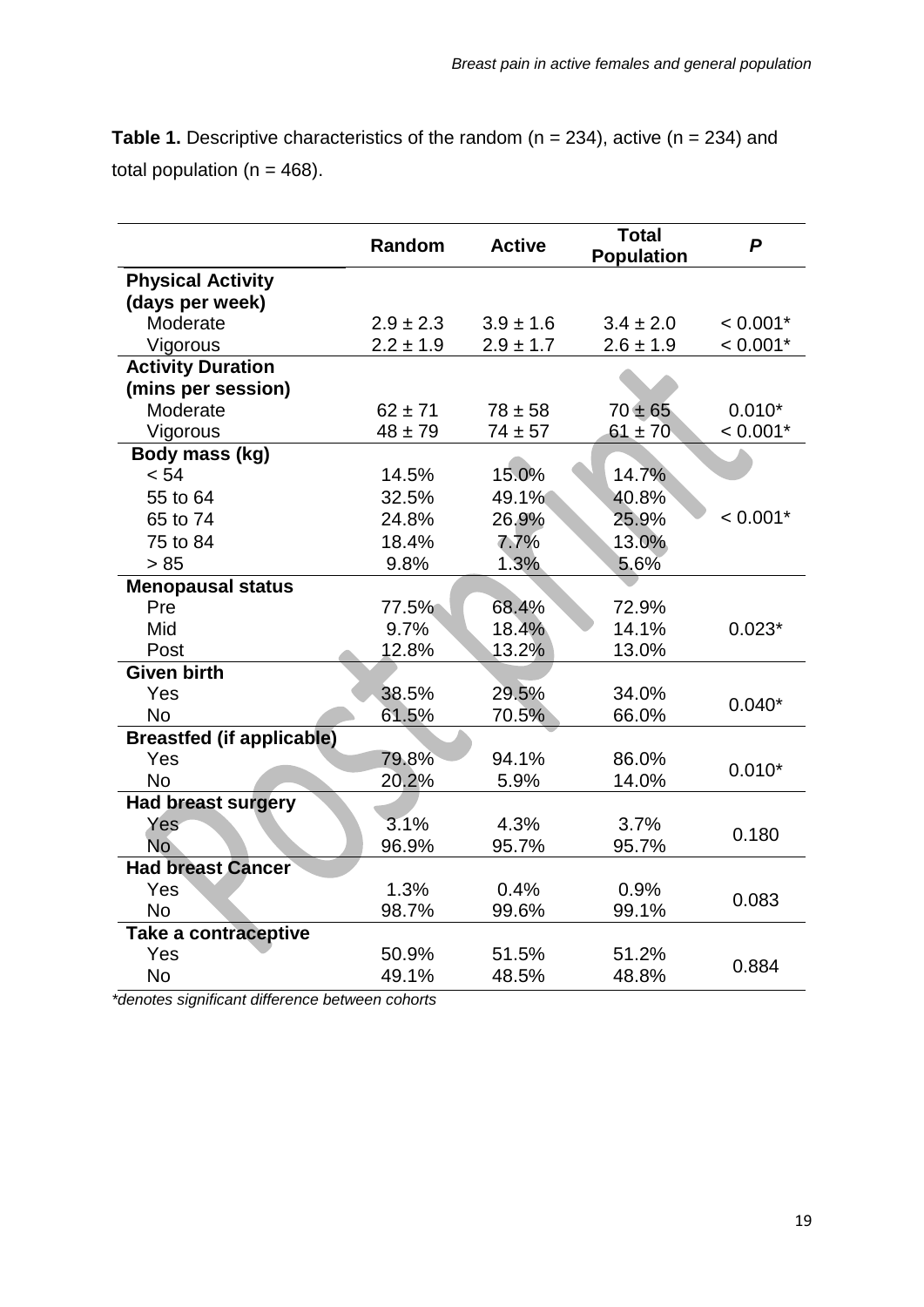**Table 1.** Descriptive characteristics of the random (n = 234), active (n = 234) and total population (n = 468).

| | Random | Active | Total Population | *P* |
|---|---|---|---|---|
| **Physical Activity (days per week)** | | | | |
| Moderate | 2.9 ± 2.3 | 3.9 ± 1.6 | 3.4 ± 2.0 | < 0.001* |
| Vigorous | 2.2 ± 1.9 | 2.9 ± 1.7 | 2.6 ± 1.9 | < 0.001* |
| **Activity Duration (mins per session)** | | | | |
| Moderate | 62 ± 71 | 78 ± 58 | 70 ± 65 | 0.010* |
| Vigorous | 48 ± 79 | 74 ± 57 | 61 ± 70 | < 0.001* |
| **Body mass (kg)** | | | | |
| < 54 | 14.5% | 15.0% | 14.7% | |
| 55 to 64 | 32.5% | 49.1% | 40.8% | |
| 65 to 74 | 24.8% | 26.9% | 25.9% | < 0.001* |
| 75 to 84 | 18.4% | 7.7% | 13.0% | |
| > 85 | 9.8% | 1.3% | 5.6% | |
| **Menopausal status** | | | | |
| Pre | 77.5% | 68.4% | 72.9% | |
| Mid | 9.7% | 18.4% | 14.1% | 0.023* |
| Post | 12.8% | 13.2% | 13.0% | |
| **Given birth** | | | | |
| Yes | 38.5% | 29.5% | 34.0% | 0.040* |
| No | 61.5% | 70.5% | 66.0% | |
| **Breastfed (if applicable)** | | | | |
| Yes | 79.8% | 94.1% | 86.0% | 0.010* |
| No | 20.2% | 5.9% | 14.0% | |
| **Had breast surgery** | | | | |
| Yes | 3.1% | 4.3% | 3.7% | 0.180 |
| No | 96.9% | 95.7% | 95.7% | |
| **Had breast Cancer** | | | | |
| Yes | 1.3% | 0.4% | 0.9% | 0.083 |
| No | 98.7% | 99.6% | 99.1% | |
| **Take a contraceptive** | | | | |
| Yes | 50.9% | 51.5% | 51.2% | 0.884 |
| No | 49.1% | 48.5% | 48.8% | |

*\*denotes significant difference between cohorts*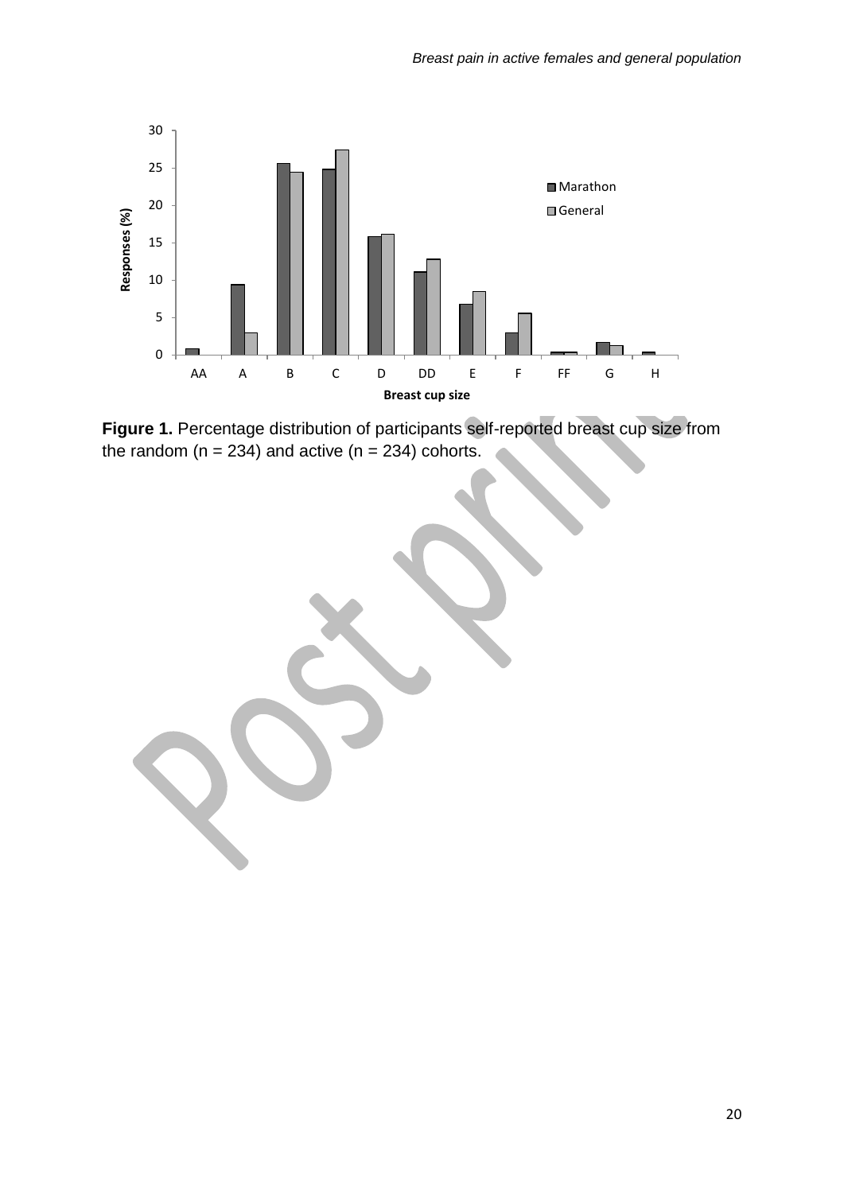**Figure 1.** Percentage distribution of participants self-reported breast cup size from the random (n = 234) and active (n = 234) cohorts.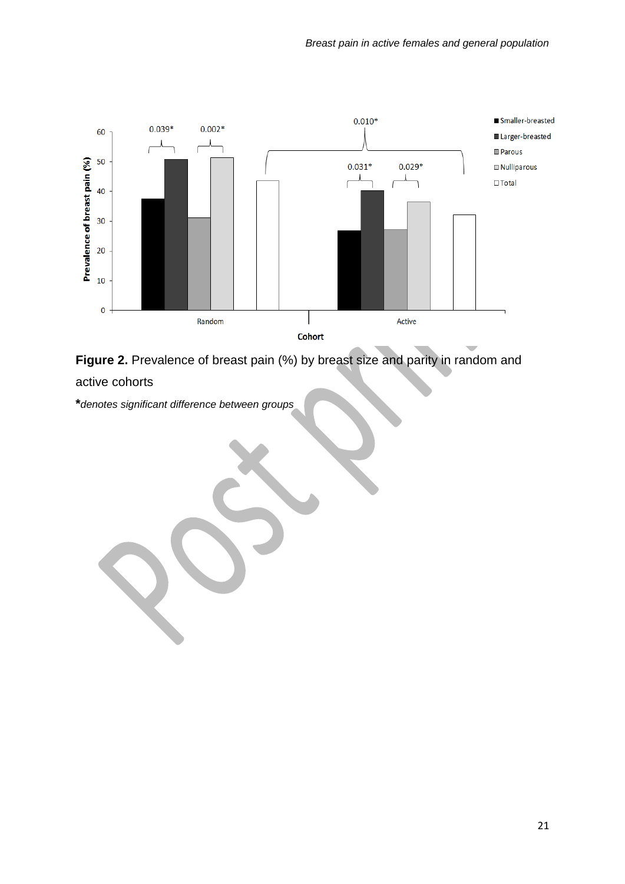**Figure 2.** Prevalence of breast pain (%) by breast size and parity in random and active cohorts

*denotes significant difference between groups*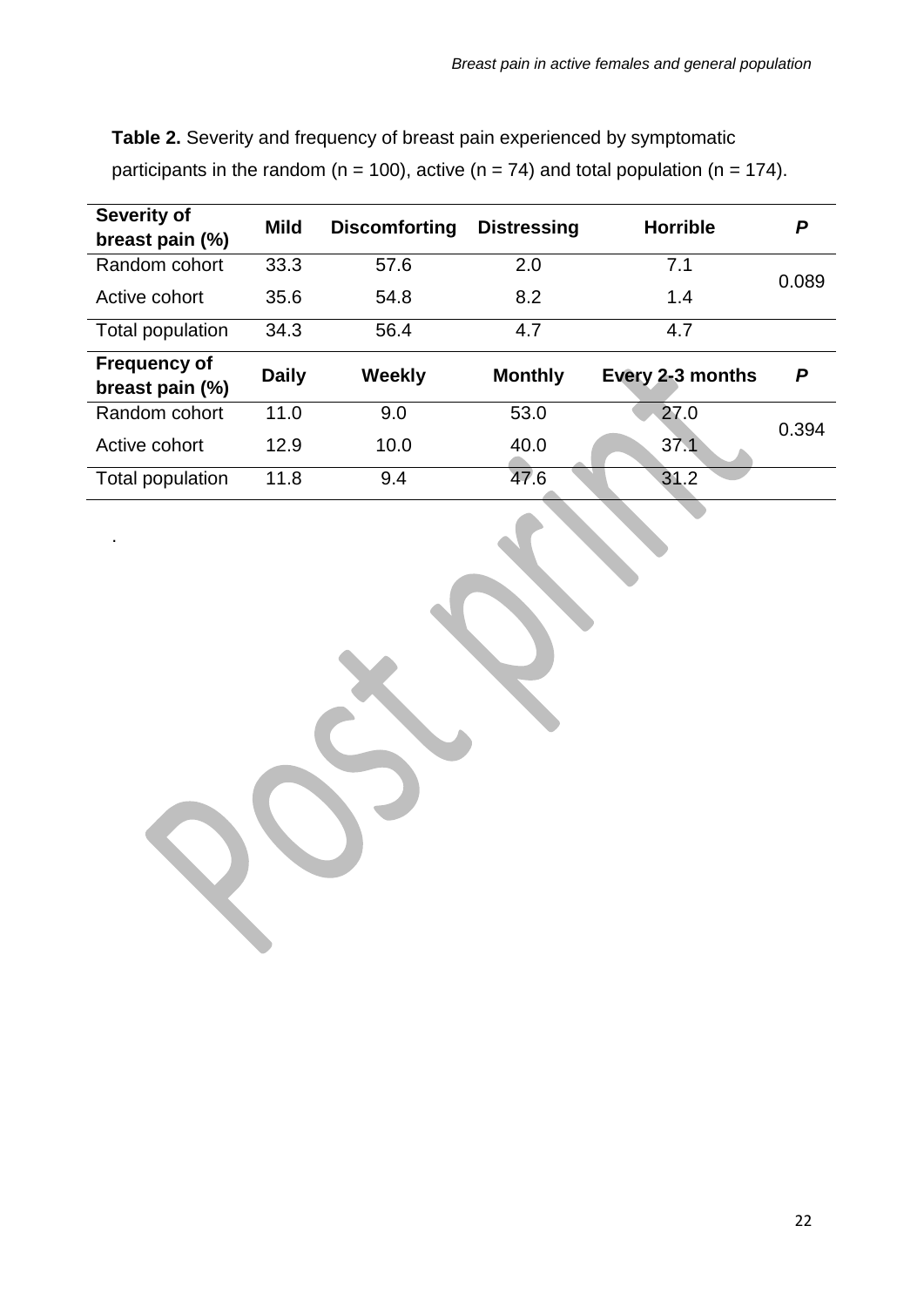**Table 2.** Severity and frequency of breast pain experienced by symptomatic participants in the random (n = 100), active (n = 74) and total population (n = 174).

| **Severity of breast pain (%)** | **Mild** | **Discomforting** | **Distressing** | **Horrible** | ***P*** |
|---|---|---|---|---|---|
| Random cohort | 33.3 | 57.6 | 2.0 | 7.1 | 0.089 |
| Active cohort | 35.6 | 54.8 | 8.2 | 1.4 | |
| Total population | 34.3 | 56.4 | 4.7 | 4.7 | |
| **Frequency of breast pain (%)** | **Daily** | **Weekly** | **Monthly** | **Every 2-3 months** | ***P*** |
| Random cohort | 11.0 | 9.0 | 53.0 | 27.0 | 0.394 |
| Active cohort | 12.9 | 10.0 | 40.0 | 37.1 | |
| Total population | 11.8 | 9.4 | 47.6 | 31.2 | |

.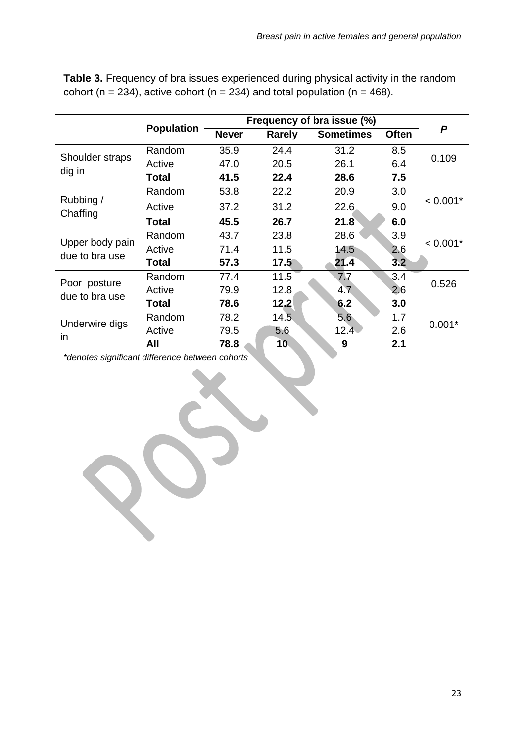**Table 3.** Frequency of bra issues experienced during physical activity in the random cohort (n = 234), active cohort (n = 234) and total population (n = 468).

| | Population | Frequency of bra issue (%) | | | | *P* |
|---|---|---|---|---|---|---|
| | | **Never** | **Rarely** | **Sometimes** | **Often** | |
| Shoulder straps dig in | Random | 35.9 | 24.4 | 31.2 | 8.5 | 0.109 |
| | Active | 47.0 | 20.5 | 26.1 | 6.4 | |
| | **Total** | **41.5** | **22.4** | **28.6** | **7.5** | |
| Rubbing / Chaffing | Random | 53.8 | 22.2 | 20.9 | 3.0 | < 0.001* |
| | Active | 37.2 | 31.2 | 22.6 | 9.0 | |
| | **Total** | **45.5** | **26.7** | **21.8** | **6.0** | |
| Upper body pain due to bra use | Random | 43.7 | 23.8 | 28.6 | 3.9 | < 0.001* |
| | Active | 71.4 | 11.5 | 14.5 | 2.6 | |
| | **Total** | **57.3** | **17.5** | **21.4** | **3.2** | |
| Poor posture due to bra use | Random | 77.4 | 11.5 | 7.7 | 3.4 | 0.526 |
| | Active | 79.9 | 12.8 | 4.7 | 2.6 | |
| | **Total** | **78.6** | **12.2** | **6.2** | **3.0** | |
| Underwire digs in | Random | 78.2 | 14.5 | 5.6 | 1.7 | 0.001* |
| | Active | 79.5 | 5.6 | 12.4 | 2.6 | |
| | **All** | **78.8** | **10** | **9** | **2.1** | |

*\*denotes significant difference between cohorts*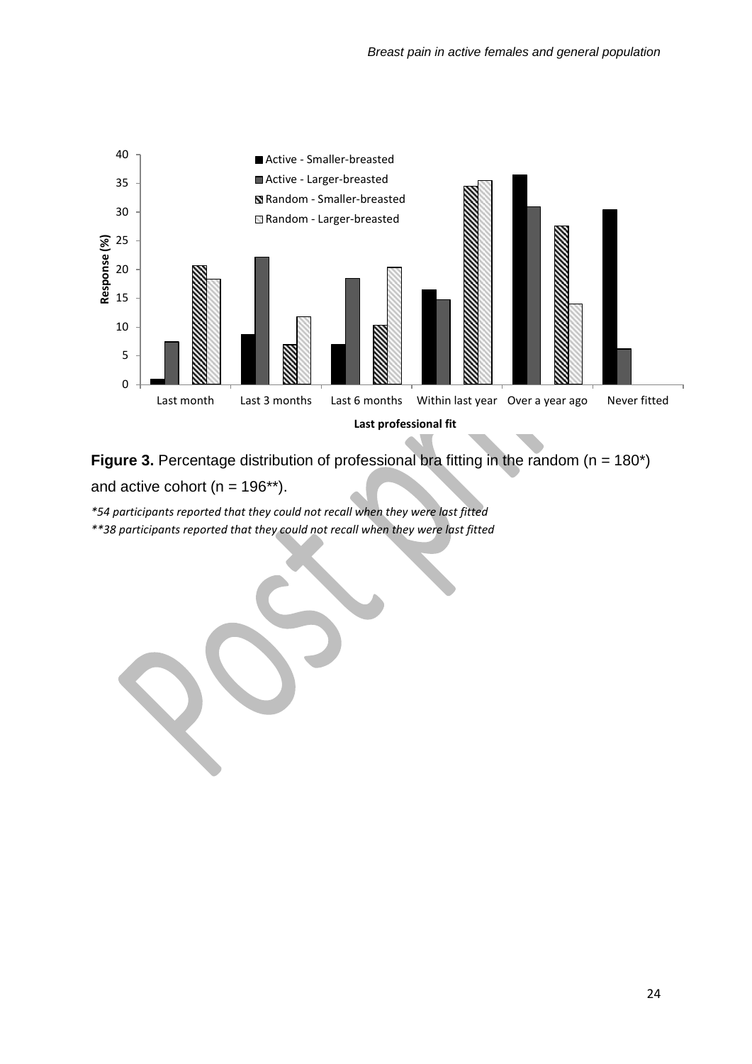40
35
30
25
20
15
10
5
0

Response (%)

Active - Smaller-breasted
Active - Larger-breasted
Random - Smaller-breasted
Random - Larger-breasted

Last month
Last 3 months
Last 6 months
Within last year
Over a year ago
Never fitted

Last professional fit

**Figure 3.** Percentage distribution of professional bra fitting in the random (n = 180*) and active cohort (n = 196**).

*\*54 participants reported that they could not recall when they were last fitted*

*\*\*38 participants reported that they could not recall when they were last fitted*